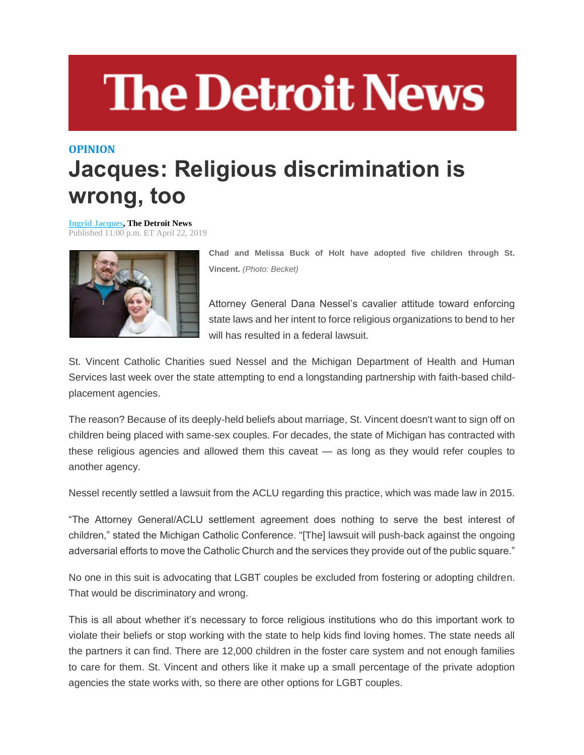# The Detroit News

**OPINION**

# Jacques: Religious discrimination is wrong, too

**Ingrid Jacques, The Detroit News**
Published 11:00 p.m. ET April 22, 2019

**Chad and Melissa Buck of Holt have adopted five children through St. Vincent.** *(Photo: Becket)*

Attorney General Dana Nessel's cavalier attitude toward enforcing state laws and her intent to force religious organizations to bend to her will has resulted in a federal lawsuit.

St. Vincent Catholic Charities sued Nessel and the Michigan Department of Health and Human Services last week over the state attempting to end a longstanding partnership with faith-based child-placement agencies.

The reason? Because of its deeply-held beliefs about marriage, St. Vincent doesn't want to sign off on children being placed with same-sex couples. For decades, the state of Michigan has contracted with these religious agencies and allowed them this caveat — as long as they would refer couples to another agency.

Nessel recently settled a lawsuit from the ACLU regarding this practice, which was made law in 2015.

"The Attorney General/ACLU settlement agreement does nothing to serve the best interest of children," stated the Michigan Catholic Conference. "[The] lawsuit will push-back against the ongoing adversarial efforts to move the Catholic Church and the services they provide out of the public square."

No one in this suit is advocating that LGBT couples be excluded from fostering or adopting children. That would be discriminatory and wrong.

This is all about whether it's necessary to force religious institutions who do this important work to violate their beliefs or stop working with the state to help kids find loving homes. The state needs all the partners it can find. There are 12,000 children in the foster care system and not enough families to care for them. St. Vincent and others like it make up a small percentage of the private adoption agencies the state works with, so there are other options for LGBT couples.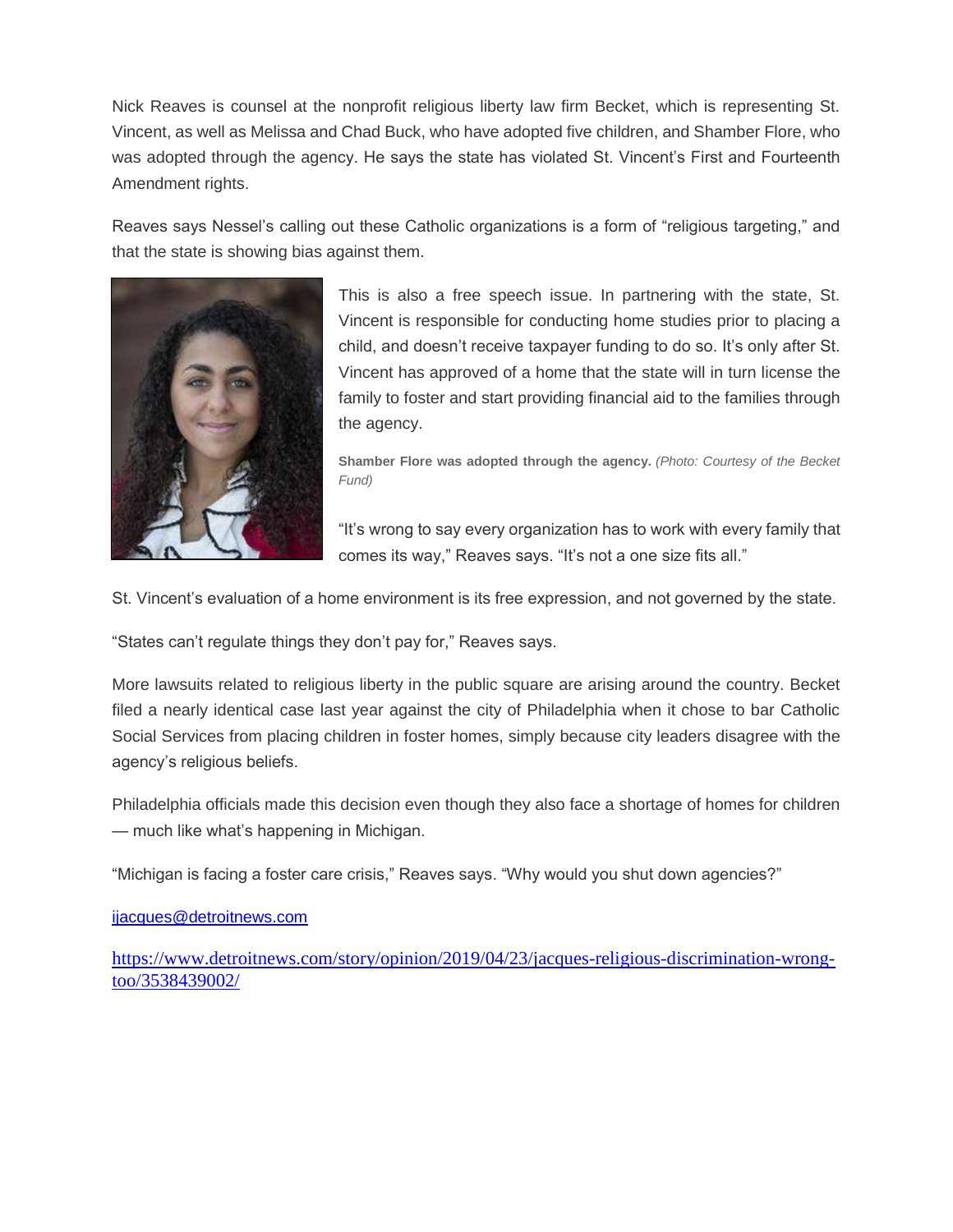Nick Reaves is counsel at the nonprofit religious liberty law firm Becket, which is representing St. Vincent, as well as Melissa and Chad Buck, who have adopted five children, and Shamber Flore, who was adopted through the agency. He says the state has violated St. Vincent's First and Fourteenth Amendment rights.

Reaves says Nessel's calling out these Catholic organizations is a form of "religious targeting," and that the state is showing bias against them.

This is also a free speech issue. In partnering with the state, St. Vincent is responsible for conducting home studies prior to placing a child, and doesn't receive taxpayer funding to do so. It's only after St. Vincent has approved of a home that the state will in turn license the family to foster and start providing financial aid to the families through the agency.

**Shamber Flore was adopted through the agency.** *(Photo: Courtesy of the Becket Fund)*

"It's wrong to say every organization has to work with every family that comes its way," Reaves says. "It's not a one size fits all."

St. Vincent's evaluation of a home environment is its free expression, and not governed by the state.

"States can't regulate things they don't pay for," Reaves says.

More lawsuits related to religious liberty in the public square are arising around the country. Becket filed a nearly identical case last year against the city of Philadelphia when it chose to bar Catholic Social Services from placing children in foster homes, simply because city leaders disagree with the agency's religious beliefs.

Philadelphia officials made this decision even though they also face a shortage of homes for children — much like what's happening in Michigan.

"Michigan is facing a foster care crisis," Reaves says. "Why would you shut down agencies?"

ijacques@detroitnews.com

https://www.detroitnews.com/story/opinion/2019/04/23/jacques-religious-discrimination-wrong-too/3538439002/